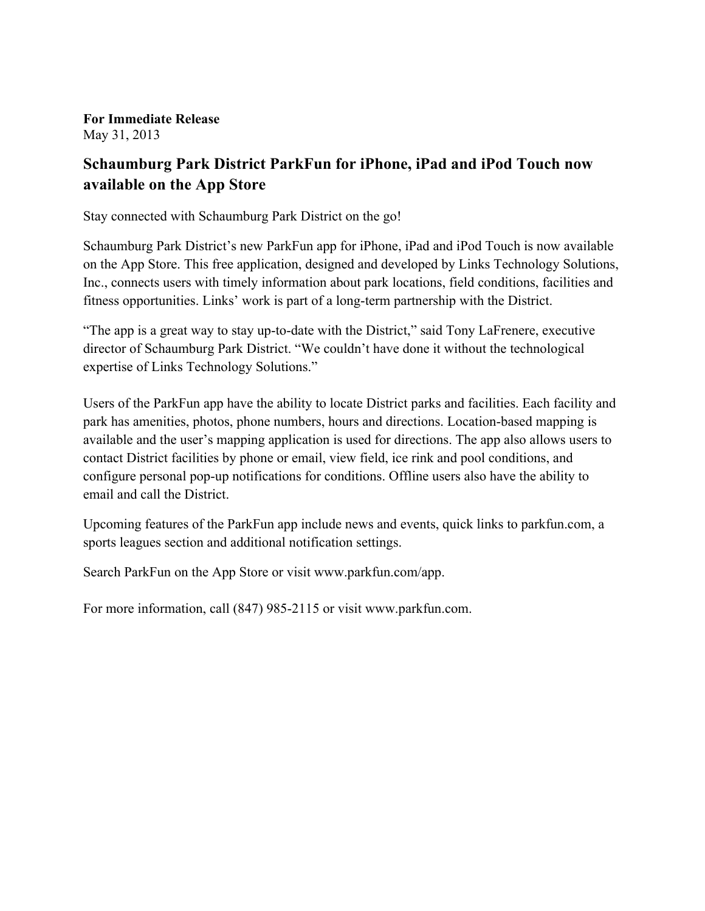**For Immediate Release**
May 31, 2013

## Schaumburg Park District ParkFun for iPhone, iPad and iPod Touch now available on the App Store

Stay connected with Schaumburg Park District on the go!

Schaumburg Park District's new ParkFun app for iPhone, iPad and iPod Touch is now available on the App Store. This free application, designed and developed by Links Technology Solutions, Inc., connects users with timely information about park locations, field conditions, facilities and fitness opportunities. Links' work is part of a long-term partnership with the District.

"The app is a great way to stay up-to-date with the District," said Tony LaFrenere, executive director of Schaumburg Park District. "We couldn't have done it without the technological expertise of Links Technology Solutions."

Users of the ParkFun app have the ability to locate District parks and facilities. Each facility and park has amenities, photos, phone numbers, hours and directions. Location-based mapping is available and the user's mapping application is used for directions. The app also allows users to contact District facilities by phone or email, view field, ice rink and pool conditions, and configure personal pop-up notifications for conditions. Offline users also have the ability to email and call the District.

Upcoming features of the ParkFun app include news and events, quick links to parkfun.com, a sports leagues section and additional notification settings.

Search ParkFun on the App Store or visit www.parkfun.com/app.

For more information, call (847) 985-2115 or visit www.parkfun.com.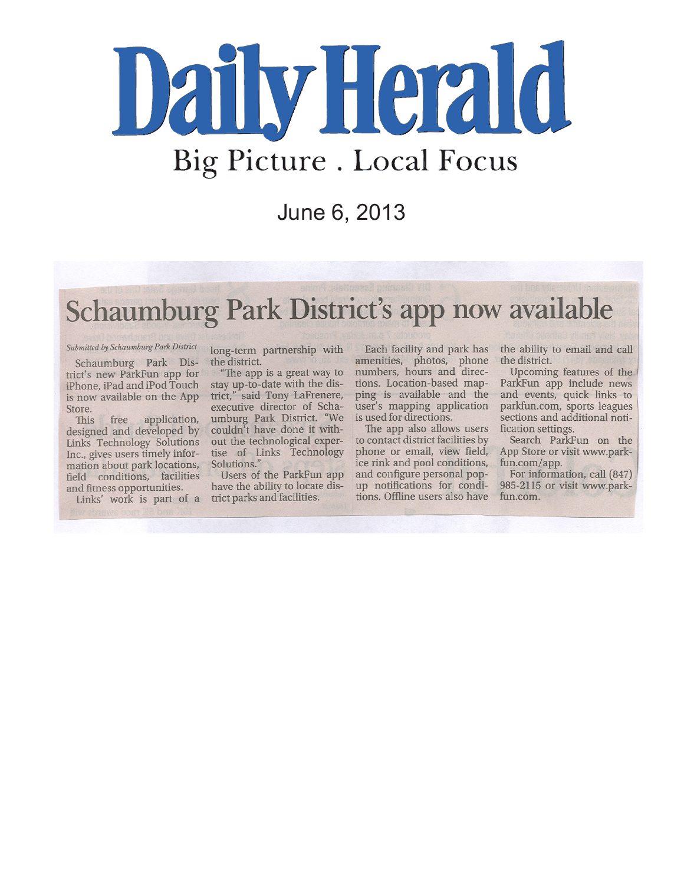# Daily Herald

Big Picture . Local Focus

June 6, 2013

## Schaumburg Park District's app now available

*Submitted by Schaumburg Park District*

Schaumburg Park District's new ParkFun app for iPhone, iPad and iPod Touch is now available on the App Store.

This free application, designed and developed by Links Technology Solutions Inc., gives users timely information about park locations, field conditions, facilities and fitness opportunities.

Links' work is part of a long-term partnership with the district.

"The app is a great way to stay up-to-date with the district," said Tony LaFrenere, executive director of Schaumburg Park District. "We couldn't have done it without the technological expertise of Links Technology Solutions."

Users of the ParkFun app have the ability to locate district parks and facilities.

Each facility and park has amenities, photos, phone numbers, hours and directions. Location-based mapping is available and the user's mapping application is used for directions.

The app also allows users to contact district facilities by phone or email, view field, ice rink and pool conditions, and configure personal pop-up notifications for conditions. Offline users also have the ability to email and call the district.

Upcoming features of the ParkFun app include news and events, quick links to parkfun.com, sports leagues sections and additional notification settings.

Search ParkFun on the App Store or visit www.parkfun.com/app.

For information, call (847) 985-2115 or visit www.parkfun.com.